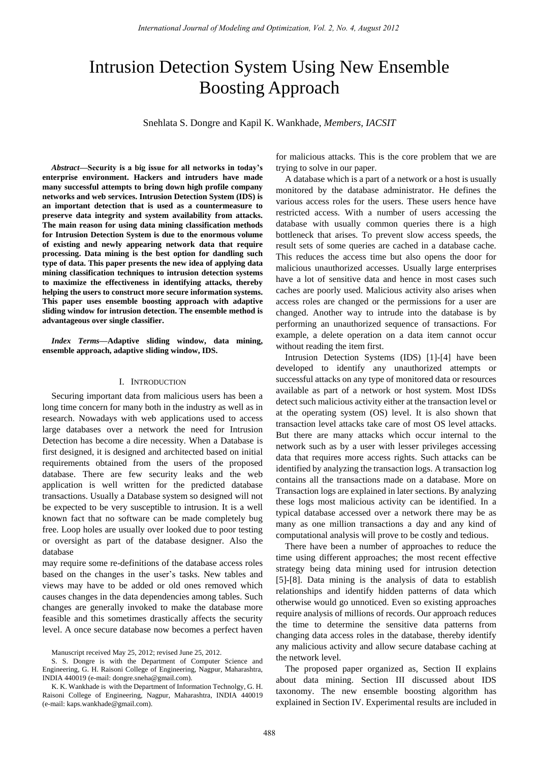# Intrusion Detection System Using New Ensemble Boosting Approach

Snehlata S. Dongre and Kapil K. Wankhade, *Members, IACSIT*

***Abstract*—Security is a big issue for all networks in today's enterprise environment. Hackers and intruders have made many successful attempts to bring down high profile company networks and web services. Intrusion Detection System (IDS) is an important detection that is used as a countermeasure to preserve data integrity and system availability from attacks. The main reason for using data mining classification methods for Intrusion Detection System is due to the enormous volume of existing and newly appearing network data that require processing. Data mining is the best option for dandling such type of data. This paper presents the new idea of applying data mining classification techniques to intrusion detection systems to maximize the effectiveness in identifying attacks, thereby helping the users to construct more secure information systems. This paper uses ensemble boosting approach with adaptive sliding window for intrusion detection. The ensemble method is advantageous over single classifier.**

***Index Terms*—Adaptive sliding window, data mining, ensemble approach, adaptive sliding window, IDS.**

## I. Introduction

Securing important data from malicious users has been a long time concern for many both in the industry as well as in research. Nowadays with web applications used to access large databases over a network the need for Intrusion Detection has become a dire necessity. When a Database is first designed, it is designed and architected based on initial requirements obtained from the users of the proposed database. There are few security leaks and the web application is well written for the predicted database transactions. Usually a Database system so designed will not be expected to be very susceptible to intrusion. It is a well known fact that no software can be made completely bug free. Loop holes are usually over looked due to poor testing or oversight as part of the database designer. Also the database may require some re-definitions of the database access roles based on the changes in the user's tasks. New tables and views may have to be added or old ones removed which causes changes in the data dependencies among tables. Such changes are generally invoked to make the database more feasible and this sometimes drastically affects the security level. A once secure database now becomes a perfect haven for malicious attacks. This is the core problem that we are trying to solve in our paper.

A database which is a part of a network or a host is usually monitored by the database administrator. He defines the various access roles for the users. These users hence have restricted access. With a number of users accessing the database with usually common queries there is a high bottleneck that arises. To prevent slow access speeds, the result sets of some queries are cached in a database cache. This reduces the access time but also opens the door for malicious unauthorized accesses. Usually large enterprises have a lot of sensitive data and hence in most cases such caches are poorly used. Malicious activity also arises when access roles are changed or the permissions for a user are changed. Another way to intrude into the database is by performing an unauthorized sequence of transactions. For example, a delete operation on a data item cannot occur without reading the item first.

Intrusion Detection Systems (IDS) [1]-[4] have been developed to identify any unauthorized attempts or successful attacks on any type of monitored data or resources available as part of a network or host system. Most IDSs detect such malicious activity either at the transaction level or at the operating system (OS) level. It is also shown that transaction level attacks take care of most OS level attacks. But there are many attacks which occur internal to the network such as by a user with lesser privileges accessing data that requires more access rights. Such attacks can be identified by analyzing the transaction logs. A transaction log contains all the transactions made on a database. More on Transaction logs are explained in later sections. By analyzing these logs most malicious activity can be identified. In a typical database accessed over a network there may be as many as one million transactions a day and any kind of computational analysis will prove to be costly and tedious.

There have been a number of approaches to reduce the time using different approaches; the most recent effective strategy being data mining used for intrusion detection [5]-[8]. Data mining is the analysis of data to establish relationships and identify hidden patterns of data which otherwise would go unnoticed. Even so existing approaches require analysis of millions of records. Our approach reduces the time to determine the sensitive data patterns from changing data access roles in the database, thereby identify any malicious activity and allow secure database caching at the network level.

The proposed paper organized as, Section II explains about data mining. Section III discussed about IDS taxonomy. The new ensemble boosting algorithm has explained in Section IV. Experimental results are included in

Manuscript received May 25, 2012; revised June 25, 2012.

S. S. Dongre is with the Department of Computer Science and Engineering, G. H. Raisoni College of Engineering, Nagpur, Maharashtra, INDIA 440019 (e-mail: dongre.sneha@gmail.com).

K. K. Wankhade is with the Department of Information Technolgy, G. H. Raisoni College of Engineering, Nagpur, Maharashtra, INDIA 440019 (e-mail: kaps.wankhade@gmail.com).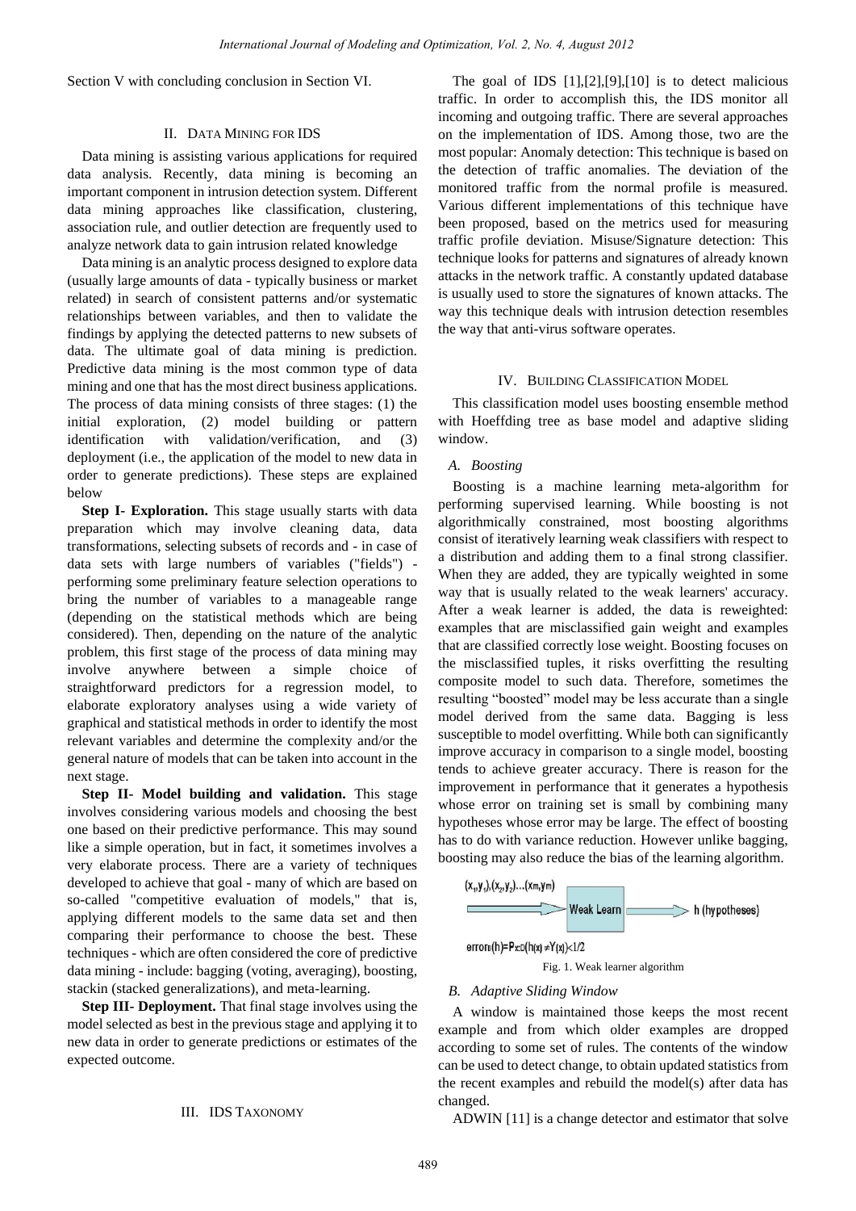Section V with concluding conclusion in Section VI.

## II. Data Mining for IDS

Data mining is assisting various applications for required data analysis. Recently, data mining is becoming an important component in intrusion detection system. Different data mining approaches like classification, clustering, association rule, and outlier detection are frequently used to analyze network data to gain intrusion related knowledge

Data mining is an analytic process designed to explore data (usually large amounts of data - typically business or market related) in search of consistent patterns and/or systematic relationships between variables, and then to validate the findings by applying the detected patterns to new subsets of data. The ultimate goal of data mining is prediction. Predictive data mining is the most common type of data mining and one that has the most direct business applications. The process of data mining consists of three stages: (1) the initial exploration, (2) model building or pattern identification with validation/verification, and (3) deployment (i.e., the application of the model to new data in order to generate predictions). These steps are explained below

**Step I- Exploration.** This stage usually starts with data preparation which may involve cleaning data, data transformations, selecting subsets of records and - in case of data sets with large numbers of variables ("fields") - performing some preliminary feature selection operations to bring the number of variables to a manageable range (depending on the statistical methods which are being considered). Then, depending on the nature of the analytic problem, this first stage of the process of data mining may involve anywhere between a simple choice of straightforward predictors for a regression model, to elaborate exploratory analyses using a wide variety of graphical and statistical methods in order to identify the most relevant variables and determine the complexity and/or the general nature of models that can be taken into account in the next stage.

**Step II- Model building and validation.** This stage involves considering various models and choosing the best one based on their predictive performance. This may sound like a simple operation, but in fact, it sometimes involves a very elaborate process. There are a variety of techniques developed to achieve that goal - many of which are based on so-called "competitive evaluation of models," that is, applying different models to the same data set and then comparing their performance to choose the best. These techniques - which are often considered the core of predictive data mining - include: bagging (voting, averaging), boosting, stackin (stacked generalizations), and meta-learning.

**Step III- Deployment.** That final stage involves using the model selected as best in the previous stage and applying it to new data in order to generate predictions or estimates of the expected outcome.

## III. IDS Taxonomy

The goal of IDS [1],[2],[9],[10] is to detect malicious traffic. In order to accomplish this, the IDS monitor all incoming and outgoing traffic. There are several approaches on the implementation of IDS. Among those, two are the most popular: Anomaly detection: This technique is based on the detection of traffic anomalies. The deviation of the monitored traffic from the normal profile is measured. Various different implementations of this technique have been proposed, based on the metrics used for measuring traffic profile deviation. Misuse/Signature detection: This technique looks for patterns and signatures of already known attacks in the network traffic. A constantly updated database is usually used to store the signatures of known attacks. The way this technique deals with intrusion detection resembles the way that anti-virus software operates.

## IV. Building Classification Model

This classification model uses boosting ensemble method with Hoeffding tree as base model and adaptive sliding window.

### *A. Boosting*

Boosting is a machine learning meta-algorithm for performing supervised learning. While boosting is not algorithmically constrained, most boosting algorithms consist of iteratively learning weak classifiers with respect to a distribution and adding them to a final strong classifier. When they are added, they are typically weighted in some way that is usually related to the weak learners' accuracy. After a weak learner is added, the data is reweighted: examples that are misclassified gain weight and examples that are classified correctly lose weight. Boosting focuses on the misclassified tuples, it risks overfitting the resulting composite model to such data. Therefore, sometimes the resulting "boosted" model may be less accurate than a single model derived from the same data. Bagging is less susceptible to model overfitting. While both can significantly improve accuracy in comparison to a single model, boosting tends to achieve greater accuracy. There is reason for the improvement in performance that it generates a hypothesis whose error on training set is small by combining many hypotheses whose error may be large. The effect of boosting has to do with variance reduction. However unlike bagging, boosting may also reduce the bias of the learning algorithm.

$(x_1,y_1),(x_2,y_2)...(x_m,y_m)$ → Weak Learn → h (hypotheses)

$error_D(h)=P_{x:D}(h(x)\neq Y(x))<1/2$

Fig. 1. Weak learner algorithm

### *B. Adaptive Sliding Window*

A window is maintained those keeps the most recent example and from which older examples are dropped according to some set of rules. The contents of the window can be used to detect change, to obtain updated statistics from the recent examples and rebuild the model(s) after data has changed.

ADWIN [11] is a change detector and estimator that solve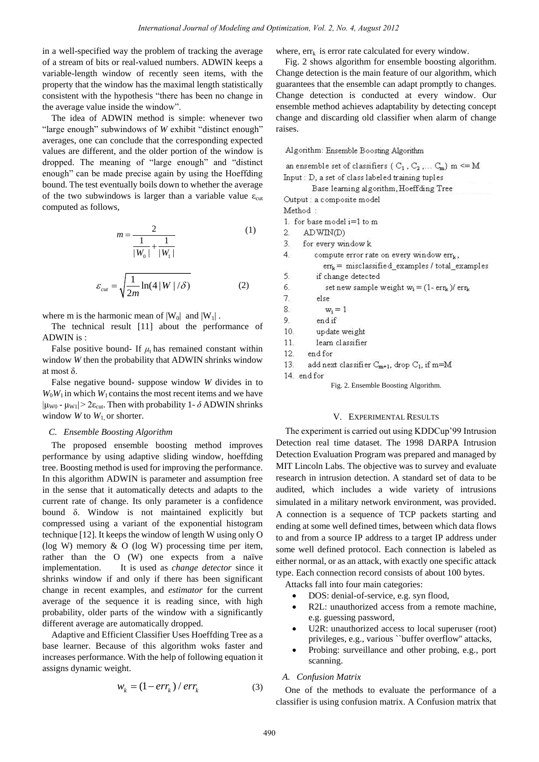in a well-specified way the problem of tracking the average of a stream of bits or real-valued numbers. ADWIN keeps a variable-length window of recently seen items, with the property that the window has the maximal length statistically consistent with the hypothesis "there has been no change in the average value inside the window".

The idea of ADWIN method is simple: whenever two "large enough" subwindows of *W* exhibit "distinct enough" averages, one can conclude that the corresponding expected values are different, and the older portion of the window is dropped. The meaning of "large enough" and "distinct enough" can be made precise again by using the Hoeffding bound. The test eventually boils down to whether the average of the two subwindows is larger than a variable value $\varepsilon_{cut}$ computed as follows,

$$m = \frac{2}{\frac{1}{|W_0|} + \frac{1}{|W_1|}} \tag{1}$$

$$\varepsilon_{cut} = \sqrt{\frac{1}{2m} \ln(4|W|/\delta)} \tag{2}$$

where m is the harmonic mean of $|W_0|$ and $|W_1|$ .

The technical result [11] about the performance of ADWIN is :

False positive bound- If $\mu_t$ has remained constant within window *W* then the probability that ADWIN shrinks window at most $\delta$.

False negative bound- suppose window *W* divides in to $W_0W_1$ in which $W_1$ contains the most recent items and we have $|\mu_{W0} - \mu_{W1}| > 2\varepsilon_{cut}$. Then with probability $1-\delta$ ADWIN shrinks window *W* to $W_1$, or shorter.

### C. Ensemble Boosting Algorithm

The proposed ensemble boosting method improves performance by using adaptive sliding window, hoeffding tree. Boosting method is used for improving the performance. In this algorithm ADWIN is parameter and assumption free in the sense that it automatically detects and adapts to the current rate of change. Its only parameter is a confidence bound $\delta$. Window is not maintained explicitly but compressed using a variant of the exponential histogram technique [12]. It keeps the window of length W using only O (log W) memory & O (log W) processing time per item, rather than the O (W) one expects from a naïve implementation. It is used as *change detector* since it shrinks window if and only if there has been significant change in recent examples, and *estimator* for the current average of the sequence it is reading since, with high probability, older parts of the window with a significantly different average are automatically dropped.

Adaptive and Efficient Classifier Uses Hoeffding Tree as a base learner. Because of this algorithm woks faster and increases performance. With the help of following equation it assigns dynamic weight.

$$w_k = (1 - err_k) / err_k \tag{3}$$

where, $err_k$ is error rate calculated for every window.

Fig. 2 shows algorithm for ensemble boosting algorithm. Change detection is the main feature of our algorithm, which guarantees that the ensemble can adapt promptly to changes. Change detection is conducted at every window. Our ensemble method achieves adaptability by detecting concept change and discarding old classifier when alarm of change raises.

```
Algorithm: Ensemble Boosting Algorithm
an ensemble set of classifiers { C1 , C2 ,... Cm} m <= M
Input : D, a set of class labeled training tuples
        Base learning algorithm, Hoeffding Tree
Output : a composite model
Method :
1.  for base model i=1 to m
2.     ADWIN(D)
3.     for every window k
4.        compute error rate on every window errk ,
             errk = misclassified_examples / total_examples
5.        if change detected
6.           set new sample weight wi = (1- errk )/ errk
7.        else
8.           wi = 1
9.        end if
10.       update weight
11.       learn classifier
12.    end for
13.    add next classifier Cm+1, drop C1, if m=M
14. end for
```

Fig. 2. Ensemble Boosting Algorithm.

## V. Experimental Results

The experiment is carried out using KDDCup'99 Intrusion Detection real time dataset. The 1998 DARPA Intrusion Detection Evaluation Program was prepared and managed by MIT Lincoln Labs. The objective was to survey and evaluate research in intrusion detection. A standard set of data to be audited, which includes a wide variety of intrusions simulated in a military network environment, was provided. A connection is a sequence of TCP packets starting and ending at some well defined times, between which data flows to and from a source IP address to a target IP address under some well defined protocol. Each connection is labeled as either normal, or as an attack, with exactly one specific attack type. Each connection record consists of about 100 bytes.

Attacks fall into four main categories:

- DOS: denial-of-service, e.g. syn flood,
- R2L: unauthorized access from a remote machine, e.g. guessing password,
- U2R: unauthorized access to local superuser (root) privileges, e.g., various ``buffer overflow" attacks,
- Probing: surveillance and other probing, e.g., port scanning.

### A. Confusion Matrix

One of the methods to evaluate the performance of a classifier is using confusion matrix. A Confusion matrix that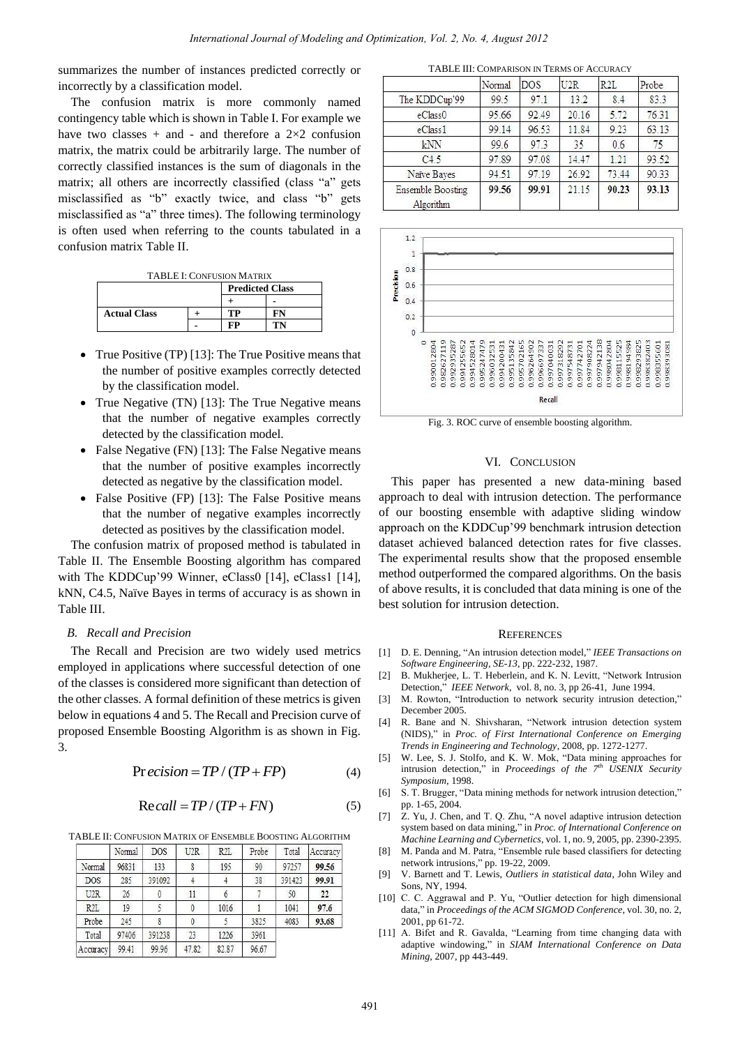summarizes the number of instances predicted correctly or incorrectly by a classification model.

The confusion matrix is more commonly named contingency table which is shown in Table I. For example we have two classes + and - and therefore a 2×2 confusion matrix, the matrix could be arbitrarily large. The number of correctly classified instances is the sum of diagonals in the matrix; all others are incorrectly classified (class "a" gets misclassified as "b" exactly twice, and class "b" gets misclassified as "a" three times). The following terminology is often used when referring to the counts tabulated in a confusion matrix Table II.

TABLE I: CONFUSION MATRIX

| | | **Predicted Class** | |
|---|---|---|---|
| | | + | - |
| **Actual Class** | + | **TP** | **FN** |
| | - | **FP** | **TN** |

- True Positive (TP) [13]: The True Positive means that the number of positive examples correctly detected by the classification model.
- True Negative (TN) [13]: The True Negative means that the number of negative examples correctly detected by the classification model.
- False Negative (FN) [13]: The False Negative means that the number of positive examples incorrectly detected as negative by the classification model.
- False Positive (FP) [13]: The False Positive means that the number of negative examples incorrectly detected as positives by the classification model.

The confusion matrix of proposed method is tabulated in Table II. The Ensemble Boosting algorithm has compared with The KDDCup'99 Winner, eClass0 [14], eClass1 [14], kNN, C4.5, Naïve Bayes in terms of accuracy is as shown in Table III.

### B. Recall and Precision

The Recall and Precision are two widely used metrics employed in applications where successful detection of one of the classes is considered more significant than detection of the other classes. A formal definition of these metrics is given below in equations 4 and 5. The Recall and Precision curve of proposed Ensemble Boosting Algorithm is as shown in Fig. 3.

$$Precision = TP/(TP+FP) \tag{4}$$

$$Recall = TP/(TP+FN) \tag{5}$$

TABLE II: CONFUSION MATRIX OF ENSEMBLE BOOSTING ALGORITHM

| | Normal | DOS | U2R | R2L | Probe | Total | Accuracy |
|---|---|---|---|---|---|---|---|
| Normal | 96831 | 133 | 8 | 195 | 90 | 97257 | **99.56** |
| DOS | 285 | 391092 | 4 | 4 | 38 | 391423 | **99.91** |
| U2R | 26 | 0 | 11 | 6 | 7 | 50 | **22** |
| R2L | 19 | 5 | 0 | 1016 | 1 | 1041 | **97.6** |
| Probe | 245 | 8 | 0 | 5 | 3825 | 4083 | **93.68** |
| Total | 97406 | 391238 | 23 | 1226 | 3961 | | |
| Accuracy | 99.41 | 99.96 | 47.82 | 82.87 | 96.67 | | |

TABLE III: COMPARISON IN TERMS OF ACCURACY

| | Normal | DOS | U2R | R2L | Probe |
|---|---|---|---|---|---|
| The KDDCup'99 | 99.5 | 97.1 | 13.2 | 8.4 | 83.3 |
| eClass0 | 95.66 | 92.49 | 20.16 | 5.72 | 76.31 |
| eClass1 | 99.14 | 96.53 | 11.84 | 9.23 | 63.13 |
| kNN | 99.6 | 97.3 | 35 | 0.6 | 75 |
| C4.5 | 97.89 | 97.08 | 14.47 | 1.21 | 93.52 |
| Naïve Bayes | 94.51 | 97.19 | 26.92 | 73.44 | 90.33 |
| Ensemble Boosting Algorithm | **99.56** | **99.91** | 21.15 | **90.23** | **93.13** |

Fig. 3. ROC curve of ensemble boosting algorithm.

## VI. CONCLUSION

This paper has presented a new data-mining based approach to deal with intrusion detection. The performance of our boosting ensemble with adaptive sliding window approach on the KDDCup'99 benchmark intrusion detection dataset achieved balanced detection rates for five classes. The experimental results show that the proposed ensemble method outperformed the compared algorithms. On the basis of above results, it is concluded that data mining is one of the best solution for intrusion detection.

## REFERENCES

[1] D. E. Denning, "An intrusion detection model," *IEEE Transactions on Software Engineering*, *SE-13*, pp. 222-232, 1987.

[2] B. Mukherjee, L. T. Heberlein, and K. N. Levitt, "Network Intrusion Detection," *IEEE Network*, vol. 8, no. 3, pp 26-41, June 1994.

[3] M. Rowton, "Introduction to network security intrusion detection," December 2005.

[4] R. Bane and N. Shivsharan, "Network intrusion detection system (NIDS)," in *Proc. of First International Conference on Emerging Trends in Engineering and Technology*, 2008, pp. 1272-1277.

[5] W. Lee, S. J. Stolfo, and K. W. Mok, "Data mining approaches for intrusion detection," in *Proceedings of the 7th USENIX Security Symposium*, 1998.

[6] S. T. Brugger, "Data mining methods for network intrusion detection," pp. 1-65, 2004.

[7] Z. Yu, J. Chen, and T. Q. Zhu, "A novel adaptive intrusion detection system based on data mining," in *Proc. of International Conference on Machine Learning and Cybernetics*, vol. 1, no. 9, 2005, pp. 2390-2395.

[8] M. Panda and M. Patra, "Ensemble rule based classifiers for detecting network intrusions," pp. 19-22, 2009.

[9] V. Barnett and T. Lewis, *Outliers in statistical data*, John Wiley and Sons, NY, 1994.

[10] C. C. Aggrawal and P. Yu, "Outlier detection for high dimensional data," in *Proceedings of the ACM SIGMOD Conference*, vol. 30, no. 2, 2001, pp 61-72.

[11] A. Bifet and R. Gavalda, "Learning from time changing data with adaptive windowing," in *SIAM International Conference on Data Mining*, 2007, pp 443-449.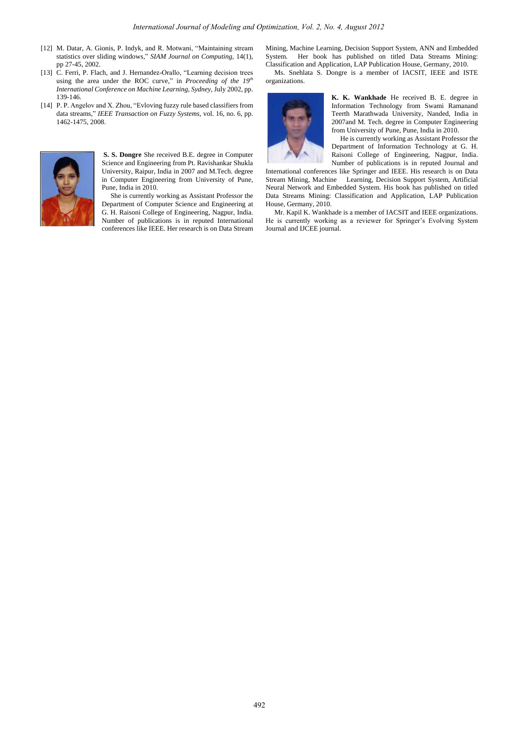[12] M. Datar, A. Gionis, P. Indyk, and R. Motwani, "Maintaining stream statistics over sliding windows," *SIAM Journal on Computing,* 14(1), pp 27-45, 2002.

[13] C. Ferri, P. Flach, and J. Hernandez-Orallo, "Learning decision trees using the area under the ROC curve," in *Proceeding of the 19th International Conference on Machine Learning, Sydney,* July 2002, pp. 139-146.

[14] P. P. Angelov and X. Zhou, "Evloving fuzzy rule based classifiers from data streams," *IEEE Transaction on Fuzzy Systems,* vol. 16, no. 6, pp. 1462-1475, 2008.

**S. S. Dongre** She received B.E. degree in Computer Science and Engineering from Pt. Ravishankar Shukla University, Raipur, India in 2007 and M.Tech. degree in Computer Engineering from University of Pune, Pune, India in 2010.

She is currently working as Assistant Professor the Department of Computer Science and Engineering at G. H. Raisoni College of Engineering, Nagpur, India. Number of publications is in reputed International conferences like IEEE. Her research is on Data Stream Mining, Machine Learning, Decision Support System, ANN and Embedded System. Her book has published on titled Data Streams Mining: Classification and Application, LAP Publication House, Germany, 2010.

Ms. Snehlata S. Dongre is a member of IACSIT, IEEE and ISTE organizations.

**K. K. Wankhade** He received B. E. degree in Information Technology from Swami Ramanand Teerth Marathwada University, Nanded, India in 2007and M. Tech. degree in Computer Engineering from University of Pune, Pune, India in 2010.

He is currently working as Assistant Professor the Department of Information Technology at G. H. Raisoni College of Engineering, Nagpur, India. Number of publications is in reputed Journal and International conferences like Springer and IEEE. His research is on Data Stream Mining, Machine Learning, Decision Support System, Artificial Neural Network and Embedded System. His book has published on titled Data Streams Mining: Classification and Application, LAP Publication House, Germany, 2010.

Mr. Kapil K. Wankhade is a member of IACSIT and IEEE organizations. He is currently working as a reviewer for Springer's Evolving System Journal and IJCEE journal.